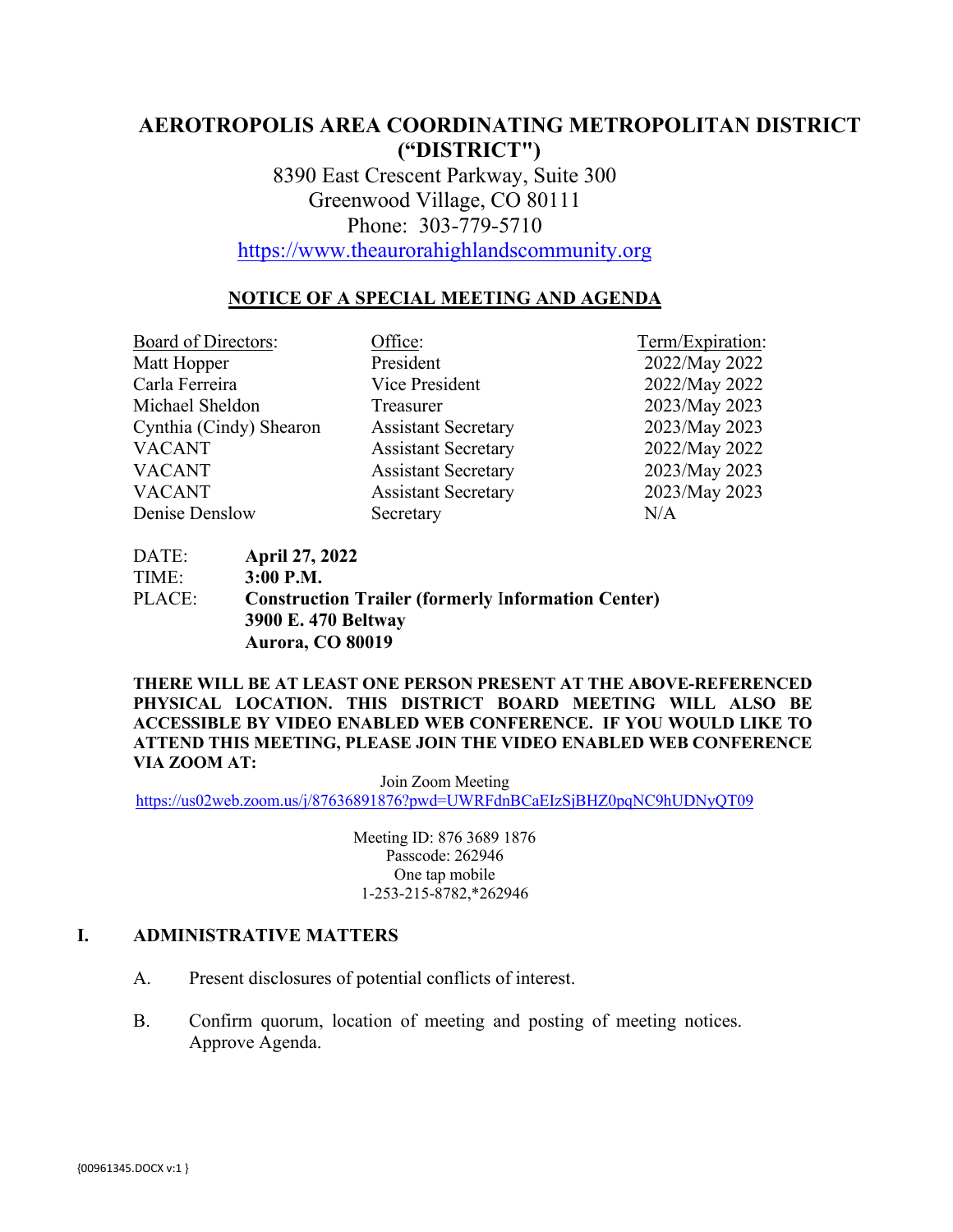# AEROTROPOLIS AREA COORDINATING METROPOLITAN DISTRICT ("DISTRICT")

8390 East Crescent Parkway, Suite 300
Greenwood Village, CO 80111
Phone: 303-779-5710
https://www.theaurorahighlandscommunity.org

## NOTICE OF A SPECIAL MEETING AND AGENDA

| Board of Directors: | Office: | Term/Expiration: |
|---|---|---|
| Matt Hopper | President | 2022/May 2022 |
| Carla Ferreira | Vice President | 2022/May 2022 |
| Michael Sheldon | Treasurer | 2023/May 2023 |
| Cynthia (Cindy) Shearon | Assistant Secretary | 2023/May 2023 |
| VACANT | Assistant Secretary | 2022/May 2022 |
| VACANT | Assistant Secretary | 2023/May 2023 |
| VACANT | Assistant Secretary | 2023/May 2023 |
| Denise Denslow | Secretary | N/A |

DATE: **April 27, 2022**
TIME: **3:00 P.M.**
PLACE: **Construction Trailer (formerly Information Center)**
**3900 E. 470 Beltway**
**Aurora, CO 80019**

**THERE WILL BE AT LEAST ONE PERSON PRESENT AT THE ABOVE-REFERENCED PHYSICAL LOCATION. THIS DISTRICT BOARD MEETING WILL ALSO BE ACCESSIBLE BY VIDEO ENABLED WEB CONFERENCE. IF YOU WOULD LIKE TO ATTEND THIS MEETING, PLEASE JOIN THE VIDEO ENABLED WEB CONFERENCE VIA ZOOM AT:**

Join Zoom Meeting
https://us02web.zoom.us/j/87636891876?pwd=UWRFdnBCaEIzSjBHZ0pqNC9hUDNyQT09

Meeting ID: 876 3689 1876
Passcode: 262946
One tap mobile
1-253-215-8782,*262946

## I. ADMINISTRATIVE MATTERS

A. Present disclosures of potential conflicts of interest.

B. Confirm quorum, location of meeting and posting of meeting notices. Approve Agenda.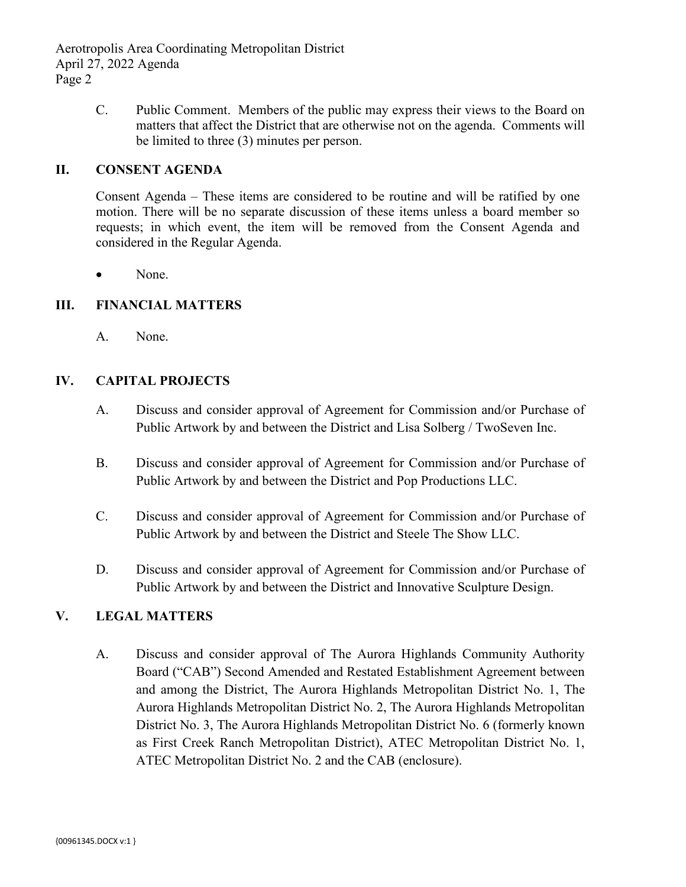C. Public Comment. Members of the public may express their views to the Board on matters that affect the District that are otherwise not on the agenda. Comments will be limited to three (3) minutes per person.

## II. CONSENT AGENDA

Consent Agenda – These items are considered to be routine and will be ratified by one motion. There will be no separate discussion of these items unless a board member so requests; in which event, the item will be removed from the Consent Agenda and considered in the Regular Agenda.

- None.

## III. FINANCIAL MATTERS

A. None.

## IV. CAPITAL PROJECTS

A. Discuss and consider approval of Agreement for Commission and/or Purchase of Public Artwork by and between the District and Lisa Solberg / TwoSeven Inc.

B. Discuss and consider approval of Agreement for Commission and/or Purchase of Public Artwork by and between the District and Pop Productions LLC.

C. Discuss and consider approval of Agreement for Commission and/or Purchase of Public Artwork by and between the District and Steele The Show LLC.

D. Discuss and consider approval of Agreement for Commission and/or Purchase of Public Artwork by and between the District and Innovative Sculpture Design.

## V. LEGAL MATTERS

A. Discuss and consider approval of The Aurora Highlands Community Authority Board ("CAB") Second Amended and Restated Establishment Agreement between and among the District, The Aurora Highlands Metropolitan District No. 1, The Aurora Highlands Metropolitan District No. 2, The Aurora Highlands Metropolitan District No. 3, The Aurora Highlands Metropolitan District No. 6 (formerly known as First Creek Ranch Metropolitan District), ATEC Metropolitan District No. 1, ATEC Metropolitan District No. 2 and the CAB (enclosure).

{00961345.DOCX v:1 }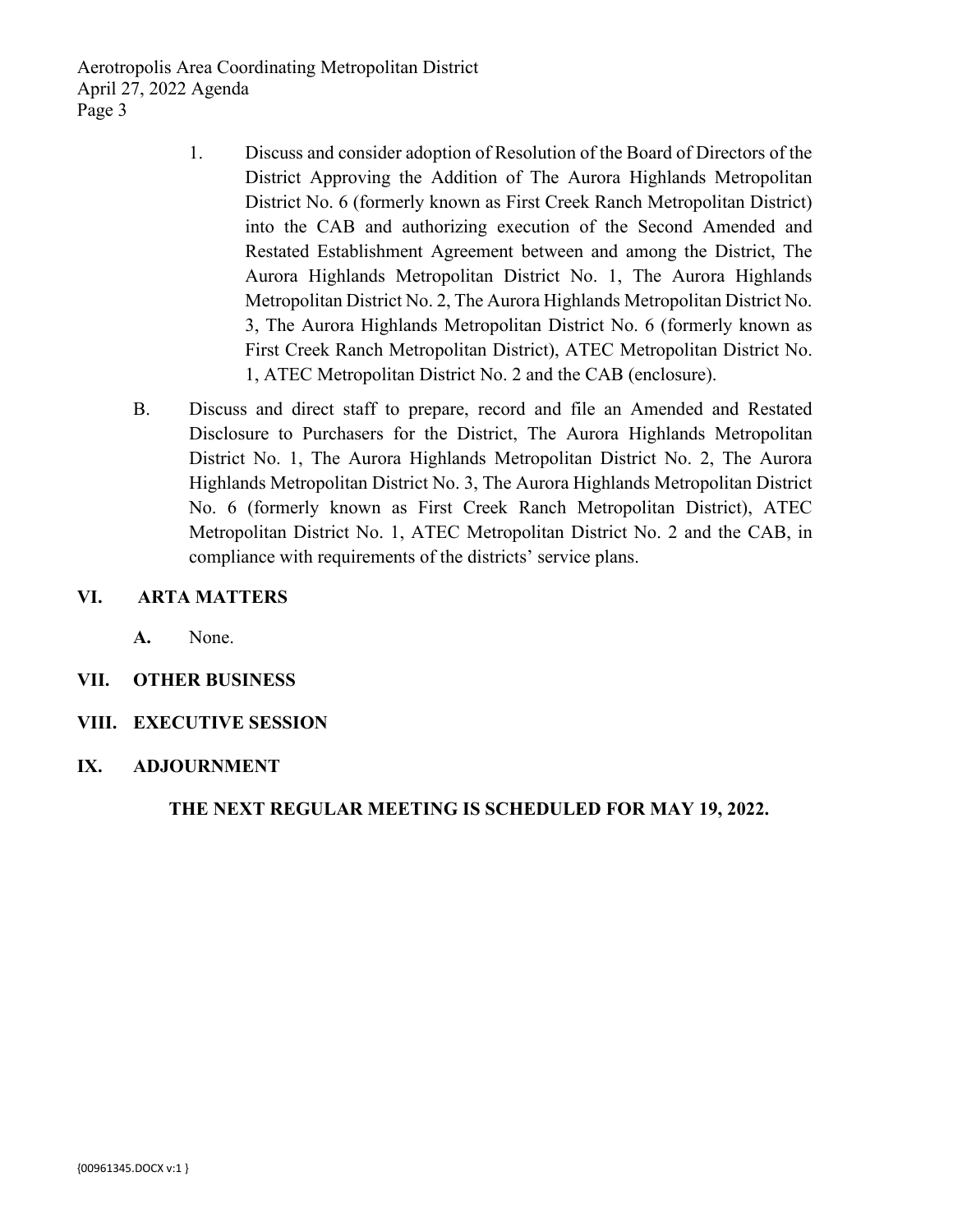1. Discuss and consider adoption of Resolution of the Board of Directors of the District Approving the Addition of The Aurora Highlands Metropolitan District No. 6 (formerly known as First Creek Ranch Metropolitan District) into the CAB and authorizing execution of the Second Amended and Restated Establishment Agreement between and among the District, The Aurora Highlands Metropolitan District No. 1, The Aurora Highlands Metropolitan District No. 2, The Aurora Highlands Metropolitan District No. 3, The Aurora Highlands Metropolitan District No. 6 (formerly known as First Creek Ranch Metropolitan District), ATEC Metropolitan District No. 1, ATEC Metropolitan District No. 2 and the CAB (enclosure).

B. Discuss and direct staff to prepare, record and file an Amended and Restated Disclosure to Purchasers for the District, The Aurora Highlands Metropolitan District No. 1, The Aurora Highlands Metropolitan District No. 2, The Aurora Highlands Metropolitan District No. 3, The Aurora Highlands Metropolitan District No. 6 (formerly known as First Creek Ranch Metropolitan District), ATEC Metropolitan District No. 1, ATEC Metropolitan District No. 2 and the CAB, in compliance with requirements of the districts' service plans.

## VI. ARTA MATTERS

**A.** None.

## VII. OTHER BUSINESS

## VIII. EXECUTIVE SESSION

## IX. ADJOURNMENT

**THE NEXT REGULAR MEETING IS SCHEDULED FOR MAY 19, 2022.**

{00961345.DOCX v:1 }